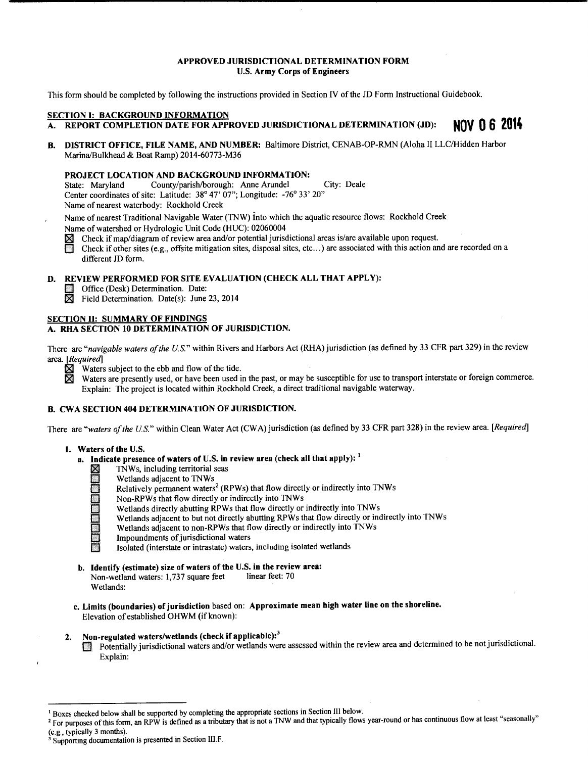**APPROVED JURISDICTIONAL DETERMINATION FORM**
**U.S. Army Corps of Engineers**

This form should be completed by following the instructions provided in Section IV of the JD Form Instructional Guidebook.

## SECTION I: BACKGROUND INFORMATION

**A. REPORT COMPLETION DATE FOR APPROVED JURISDICTIONAL DETERMINATION (JD):** NOV 06 2014

**B. DISTRICT OFFICE, FILE NAME, AND NUMBER:** Baltimore District, CENAB-OP-RMN (Aloha II LLC/Hidden Harbor Marina/Bulkhead & Boat Ramp) 2014-60773-M36

**PROJECT LOCATION AND BACKGROUND INFORMATION:**

State: Maryland County/parish/borough: Anne Arundel City: Deale
Center coordinates of site: Latitude: 38° 47' 07"; Longitude: -76° 33' 20"
Name of nearest waterbody: Rockhold Creek

Name of nearest Traditional Navigable Water (TNW) into which the aquatic resource flows: Rockhold Creek
Name of watershed or Hydrologic Unit Code (HUC): 02060004

- ☒ Check if map/diagram of review area and/or potential jurisdictional areas is/are available upon request.
- ☐ Check if other sites (e.g., offsite mitigation sites, disposal sites, etc...) are associated with this action and are recorded on a different JD form.

**D. REVIEW PERFORMED FOR SITE EVALUATION (CHECK ALL THAT APPLY):**

- ☐ Office (Desk) Determination. Date:
- ☒ Field Determination. Date(s): June 23, 2014

## SECTION II: SUMMARY OF FINDINGS

**A. RHA SECTION 10 DETERMINATION OF JURISDICTION.**

There are *"navigable waters of the U.S."* within Rivers and Harbors Act (RHA) jurisdiction (as defined by 33 CFR part 329) in the review area. *[Required]*

- ☒ Waters subject to the ebb and flow of the tide.
- ☒ Waters are presently used, or have been used in the past, or may be susceptible for use to transport interstate or foreign commerce. Explain: The project is located within Rockhold Creek, a direct traditional navigable waterway.

**B. CWA SECTION 404 DETERMINATION OF JURISDICTION.**

There are *"waters of the U.S."* within Clean Water Act (CWA) jurisdiction (as defined by 33 CFR part 328) in the review area. *[Required]*

**1. Waters of the U.S.**

**a. Indicate presence of waters of U.S. in review area (check all that apply):** [1]

- ☒ TNWs, including territorial seas
- ☐ Wetlands adjacent to TNWs
- ☐ Relatively permanent waters[2] (RPWs) that flow directly or indirectly into TNWs
- ☐ Non-RPWs that flow directly or indirectly into TNWs
- ☐ Wetlands directly abutting RPWs that flow directly or indirectly into TNWs
- ☐ Wetlands adjacent to but not directly abutting RPWs that flow directly or indirectly into TNWs
- ☐ Wetlands adjacent to non-RPWs that flow directly or indirectly into TNWs
- ☐ Impoundments of jurisdictional waters
- ☐ Isolated (interstate or intrastate) waters, including isolated wetlands

**b. Identify (estimate) size of waters of the U.S. in the review area:**
Non-wetland waters: 1,737 square feet linear feet: 70
Wetlands:

**c. Limits (boundaries) of jurisdiction** based on: **Approximate mean high water line on the shoreline.**
Elevation of established OHWM (if known):

**2. Non-regulated waters/wetlands (check if applicable):**[3]

- ☐ Potentially jurisdictional waters and/or wetlands were assessed within the review area and determined to be not jurisdictional. Explain:

---

[1] Boxes checked below shall be supported by completing the appropriate sections in Section III below.
[2] For purposes of this form, an RPW is defined as a tributary that is not a TNW and that typically flows year-round or has continuous flow at least "seasonally" (e.g., typically 3 months).
[3] Supporting documentation is presented in Section III.F.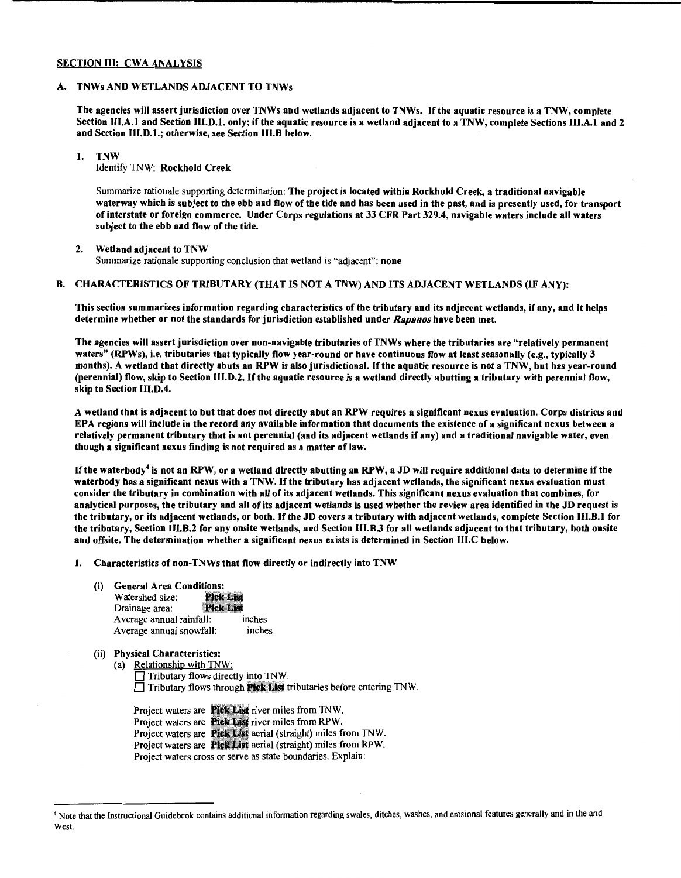## SECTION III: CWA ANALYSIS

### A. TNWs AND WETLANDS ADJACENT TO TNWs

**The agencies will assert jurisdiction over TNWs and wetlands adjacent to TNWs. If the aquatic resource is a TNW, complete Section III.A.1 and Section III.D.1. only; if the aquatic resource is a wetland adjacent to a TNW, complete Sections III.A.1 and 2 and Section III.D.1.; otherwise, see Section III.B below.**

1. **TNW**
   Identify TNW: **Rockhold Creek**

   Summarize rationale supporting determination: **The project is located within Rockhold Creek, a traditional navigable waterway which is subject to the ebb and flow of the tide and has been used in the past, and is presently used, for transport of interstate or foreign commerce. Under Corps regulations at 33 CFR Part 329.4, navigable waters include all waters subject to the ebb and flow of the tide.**

2. **Wetland adjacent to TNW**
   Summarize rationale supporting conclusion that wetland is "adjacent": **none**

### B. CHARACTERISTICS OF TRIBUTARY (THAT IS NOT A TNW) AND ITS ADJACENT WETLANDS (IF ANY):

**This section summarizes information regarding characteristics of the tributary and its adjacent wetlands, if any, and it helps determine whether or not the standards for jurisdiction established under *Rapanos* have been met.**

**The agencies will assert jurisdiction over non-navigable tributaries of TNWs where the tributaries are "relatively permanent waters" (RPWs), i.e. tributaries that typically flow year-round or have continuous flow at least seasonally (e.g., typically 3 months). A wetland that directly abuts an RPW is also jurisdictional. If the aquatic resource is not a TNW, but has year-round (perennial) flow, skip to Section III.D.2. If the aquatic resource is a wetland directly abutting a tributary with perennial flow, skip to Section III.D.4.**

**A wetland that is adjacent to but that does not directly abut an RPW requires a significant nexus evaluation. Corps districts and EPA regions will include in the record any available information that documents the existence of a significant nexus between a relatively permanent tributary that is not perennial (and its adjacent wetlands if any) and a traditional navigable water, even though a significant nexus finding is not required as a matter of law.**

**If the waterbody[4] is not an RPW, or a wetland directly abutting an RPW, a JD will require additional data to determine if the waterbody has a significant nexus with a TNW. If the tributary has adjacent wetlands, the significant nexus evaluation must consider the tributary in combination with all of its adjacent wetlands. This significant nexus evaluation that combines, for analytical purposes, the tributary and all of its adjacent wetlands is used whether the review area identified in the JD request is the tributary, or its adjacent wetlands, or both. If the JD covers a tributary with adjacent wetlands, complete Section III.B.1 for the tributary, Section III.B.2 for any onsite wetlands, and Section III.B.3 for all wetlands adjacent to that tributary, both onsite and offsite. The determination whether a significant nexus exists is determined in Section III.C below.**

1. **Characteristics of non-TNWs that flow directly or indirectly into TNW**

   (i) **General Area Conditions:**
   Watershed size: **Pick List**
   Drainage area: **Pick List**
   Average annual rainfall: inches
   Average annual snowfall: inches

   (ii) **Physical Characteristics:**
   (a) Relationship with TNW:
   ☐ Tributary flows directly into TNW.
   ☐ Tributary flows through **Pick List** tributaries before entering TNW.

   Project waters are **Pick List** river miles from TNW.
   Project waters are **Pick List** river miles from RPW.
   Project waters are **Pick List** aerial (straight) miles from TNW.
   Project waters are **Pick List** aerial (straight) miles from RPW.
   Project waters cross or serve as state boundaries. Explain:

---

[4] Note that the Instructional Guidebook contains additional information regarding swales, ditches, washes, and erosional features generally and in the arid West.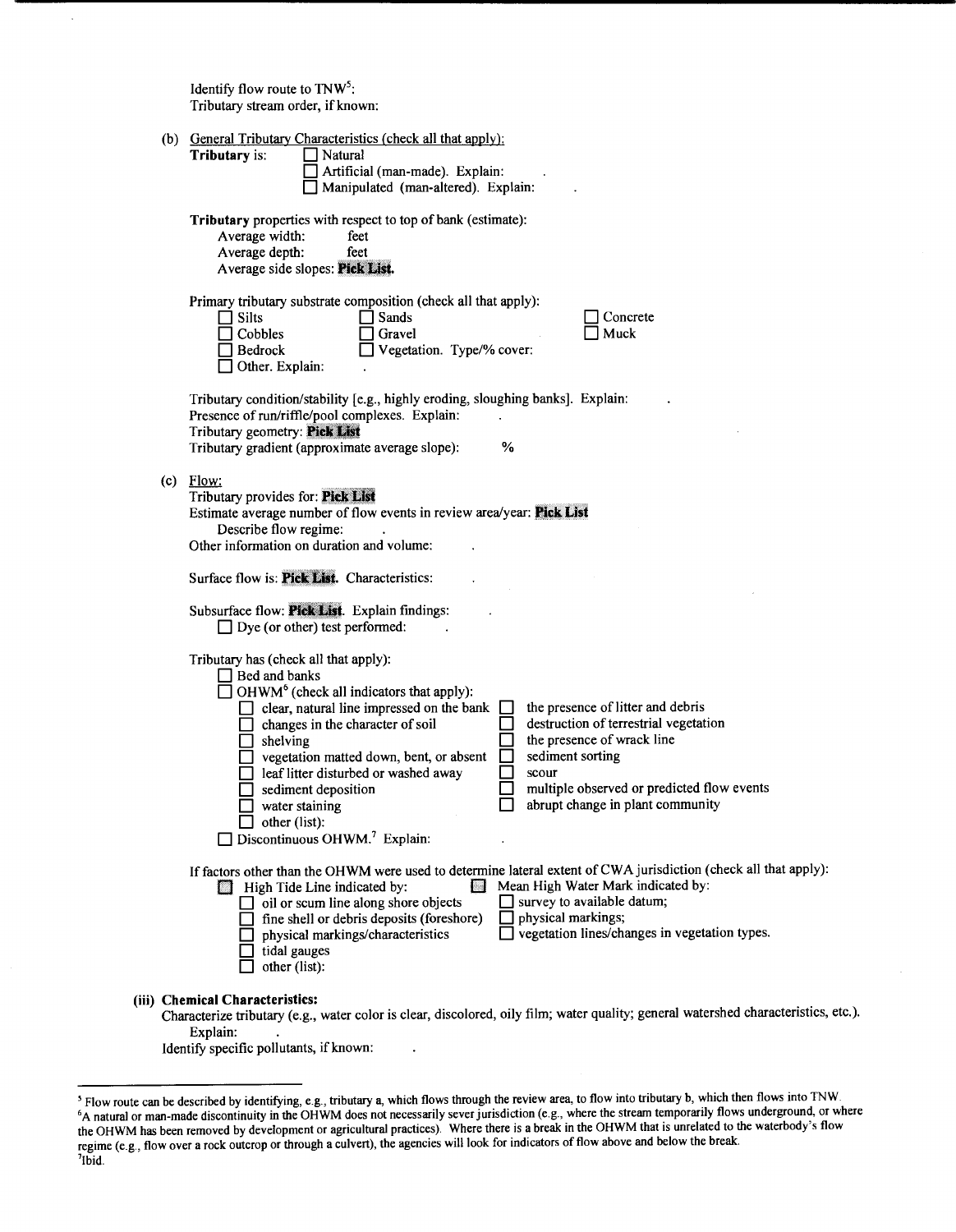Identify flow route to TNW[5]:
Tributary stream order, if known:

(b) General Tributary Characteristics (check all that apply):

**Tributary** is:
- ☐ Natural
- ☐ Artificial (man-made). Explain: .
- ☐ Manipulated (man-altered). Explain: .

**Tributary** properties with respect to top of bank (estimate):
- Average width: feet
- Average depth: feet
- Average side slopes: **Pick List.**

Primary tributary substrate composition (check all that apply):
- ☐ Silts
- ☐ Sands
- ☐ Concrete
- ☐ Cobbles
- ☐ Gravel
- ☐ Muck
- ☐ Bedrock
- ☐ Vegetation. Type/% cover:
- ☐ Other. Explain: .

Tributary condition/stability [e.g., highly eroding, sloughing banks]. Explain: .
Presence of run/riffle/pool complexes. Explain: .
Tributary geometry: **Pick List**
Tributary gradient (approximate average slope): %

(c) Flow:

Tributary provides for: **Pick List**
Estimate average number of flow events in review area/year: **Pick List**
Describe flow regime: .
Other information on duration and volume: .

Surface flow is: **Pick List.** Characteristics: .

Subsurface flow: **Pick List.** Explain findings: .
- ☐ Dye (or other) test performed: .

Tributary has (check all that apply):
- ☐ Bed and banks
- ☐ OHWM[6] (check all indicators that apply):
  - ☐ clear, natural line impressed on the bank
  - ☐ the presence of litter and debris
  - ☐ changes in the character of soil
  - ☐ destruction of terrestrial vegetation
  - ☐ shelving
  - ☐ the presence of wrack line
  - ☐ vegetation matted down, bent, or absent
  - ☐ sediment sorting
  - ☐ leaf litter disturbed or washed away
  - ☐ scour
  - ☐ sediment deposition
  - ☐ multiple observed or predicted flow events
  - ☐ water staining
  - ☐ abrupt change in plant community
  - ☐ other (list):
- ☐ Discontinuous OHWM.[7] Explain: .

If factors other than the OHWM were used to determine lateral extent of CWA jurisdiction (check all that apply):
- ☐ High Tide Line indicated by:
  - ☐ oil or scum line along shore objects
  - ☐ fine shell or debris deposits (foreshore)
  - ☐ physical markings/characteristics
  - ☐ tidal gauges
  - ☐ other (list):
- ☐ Mean High Water Mark indicated by:
  - ☐ survey to available datum;
  - ☐ physical markings;
  - ☐ vegetation lines/changes in vegetation types.

**(iii) Chemical Characteristics:**

Characterize tributary (e.g., water color is clear, discolored, oily film; water quality; general watershed characteristics, etc.). Explain: .
Identify specific pollutants, if known: .

---

[5] Flow route can be described by identifying, e.g., tributary a, which flows through the review area, to flow into tributary b, which then flows into TNW.
[6] A natural or man-made discontinuity in the OHWM does not necessarily sever jurisdiction (e.g., where the stream temporarily flows underground, or where the OHWM has been removed by development or agricultural practices). Where there is a break in the OHWM that is unrelated to the waterbody's flow regime (e.g., flow over a rock outcrop or through a culvert), the agencies will look for indicators of flow above and below the break.
[7] Ibid.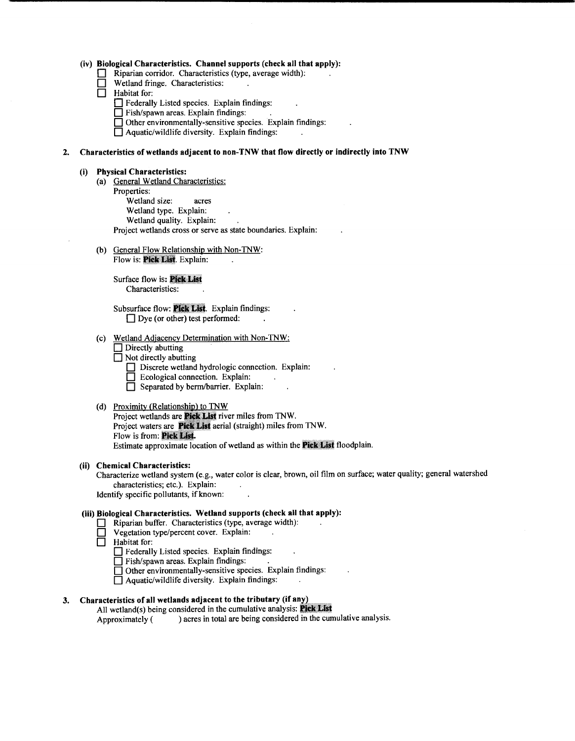**(iv) Biological Characteristics. Channel supports (check all that apply):**

- ☐ Riparian corridor. Characteristics (type, average width): .
- ☐ Wetland fringe. Characteristics: .
- ☐ Habitat for:
  - ☐ Federally Listed species. Explain findings: .
  - ☐ Fish/spawn areas. Explain findings: .
  - ☐ Other environmentally-sensitive species. Explain findings: .
  - ☐ Aquatic/wildlife diversity. Explain findings: .

**2. Characteristics of wetlands adjacent to non-TNW that flow directly or indirectly into TNW**

**(i) Physical Characteristics:**

(a) General Wetland Characteristics:

Properties:

Wetland size: acres

Wetland type. Explain: .

Wetland quality. Explain: .

Project wetlands cross or serve as state boundaries. Explain: .

(b) General Flow Relationship with Non-TNW:

Flow is: **Pick List**. Explain: .

Surface flow is: **Pick List**

Characteristics: .

Subsurface flow: **Pick List**. Explain findings: .

☐ Dye (or other) test performed: .

(c) Wetland Adjacency Determination with Non-TNW:

- ☐ Directly abutting
- ☐ Not directly abutting
  - ☐ Discrete wetland hydrologic connection. Explain: .
  - ☐ Ecological connection. Explain: .
  - ☐ Separated by berm/barrier. Explain: .

(d) Proximity (Relationship) to TNW

Project wetlands are **Pick List** river miles from TNW.

Project waters are **Pick List** aerial (straight) miles from TNW.

Flow is from: **Pick List.**

Estimate approximate location of wetland as within the **Pick List** floodplain.

**(ii) Chemical Characteristics:**

Characterize wetland system (e.g., water color is clear, brown, oil film on surface; water quality; general watershed characteristics; etc.). Explain: .

Identify specific pollutants, if known: .

**(iii) Biological Characteristics. Wetland supports (check all that apply):**

- ☐ Riparian buffer. Characteristics (type, average width): .
- ☐ Vegetation type/percent cover. Explain: .
- ☐ Habitat for:
  - ☐ Federally Listed species. Explain findings: .
  - ☐ Fish/spawn areas. Explain findings: .
  - ☐ Other environmentally-sensitive species. Explain findings: .
  - ☐ Aquatic/wildlife diversity. Explain findings: .

**3. Characteristics of all wetlands adjacent to the tributary (if any)**

All wetland(s) being considered in the cumulative analysis: **Pick List**

Approximately ( ) acres in total are being considered in the cumulative analysis.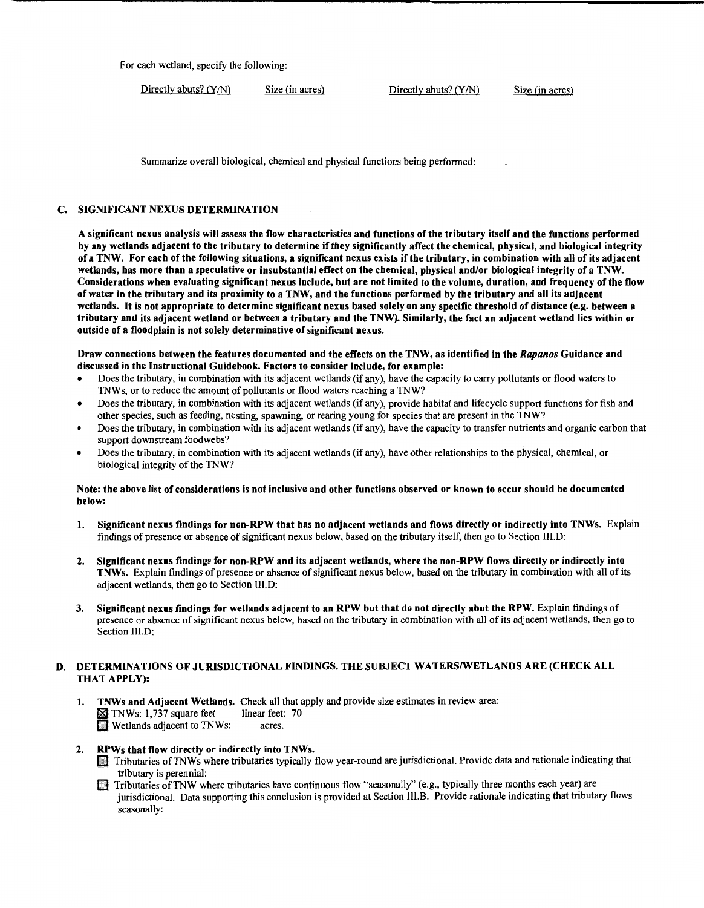For each wetland, specify the following:

| Directly abuts? (Y/N) | Size (in acres) | Directly abuts? (Y/N) | Size (in acres) |
| --- | --- | --- | --- |

Summarize overall biological, chemical and physical functions being performed: .

## C. SIGNIFICANT NEXUS DETERMINATION

**A significant nexus analysis will assess the flow characteristics and functions of the tributary itself and the functions performed by any wetlands adjacent to the tributary to determine if they significantly affect the chemical, physical, and biological integrity of a TNW. For each of the following situations, a significant nexus exists if the tributary, in combination with all of its adjacent wetlands, has more than a speculative or insubstantial effect on the chemical, physical and/or biological integrity of a TNW. Considerations when evaluating significant nexus include, but are not limited to the volume, duration, and frequency of the flow of water in the tributary and its proximity to a TNW, and the functions performed by the tributary and all its adjacent wetlands. It is not appropriate to determine significant nexus based solely on any specific threshold of distance (e.g. between a tributary and its adjacent wetland or between a tributary and the TNW). Similarly, the fact an adjacent wetland lies within or outside of a floodplain is not solely determinative of significant nexus.**

**Draw connections between the features documented and the effects on the TNW, as identified in the *Rapanos* Guidance and discussed in the Instructional Guidebook. Factors to consider include, for example:**

- Does the tributary, in combination with its adjacent wetlands (if any), have the capacity to carry pollutants or flood waters to TNWs, or to reduce the amount of pollutants or flood waters reaching a TNW?
- Does the tributary, in combination with its adjacent wetlands (if any), provide habitat and lifecycle support functions for fish and other species, such as feeding, nesting, spawning, or rearing young for species that are present in the TNW?
- Does the tributary, in combination with its adjacent wetlands (if any), have the capacity to transfer nutrients and organic carbon that support downstream foodwebs?
- Does the tributary, in combination with its adjacent wetlands (if any), have other relationships to the physical, chemical, or biological integrity of the TNW?

**Note: the above list of considerations is not inclusive and other functions observed or known to occur should be documented below:**

1. **Significant nexus findings for non-RPW that has no adjacent wetlands and flows directly or indirectly into TNWs.** Explain findings of presence or absence of significant nexus below, based on the tributary itself, then go to Section III.D:

2. **Significant nexus findings for non-RPW and its adjacent wetlands, where the non-RPW flows directly or indirectly into TNWs.** Explain findings of presence or absence of significant nexus below, based on the tributary in combination with all of its adjacent wetlands, then go to Section III.D:

3. **Significant nexus findings for wetlands adjacent to an RPW but that do not directly abut the RPW.** Explain findings of presence or absence of significant nexus below, based on the tributary in combination with all of its adjacent wetlands, then go to Section III.D:

## D. DETERMINATIONS OF JURISDICTIONAL FINDINGS. THE SUBJECT WATERS/WETLANDS ARE (CHECK ALL THAT APPLY):

1. **TNWs and Adjacent Wetlands.** Check all that apply and provide size estimates in review area:
   - ☒ TNWs: 1,737 square feet linear feet: 70
   - ☐ Wetlands adjacent to TNWs: acres.

2. **RPWs that flow directly or indirectly into TNWs.**
   - ☐ Tributaries of TNWs where tributaries typically flow year-round are jurisdictional. Provide data and rationale indicating that tributary is perennial:
   - ☐ Tributaries of TNW where tributaries have continuous flow "seasonally" (e.g., typically three months each year) are jurisdictional. Data supporting this conclusion is provided at Section III.B. Provide rationale indicating that tributary flows seasonally: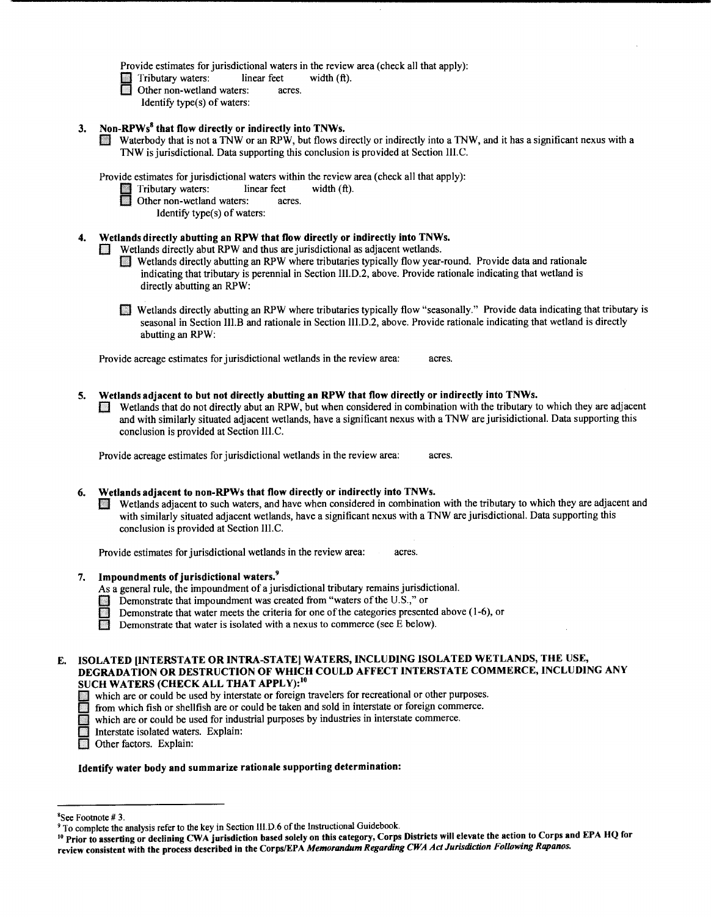Provide estimates for jurisdictional waters in the review area (check all that apply):

- ☐ Tributary waters: linear feet width (ft).
- ☐ Other non-wetland waters: acres.
  - Identify type(s) of waters:

**3. Non-RPWs[8] that flow directly or indirectly into TNWs.**

☐ Waterbody that is not a TNW or an RPW, but flows directly or indirectly into a TNW, and it has a significant nexus with a TNW is jurisdictional. Data supporting this conclusion is provided at Section III.C.

Provide estimates for jurisdictional waters within the review area (check all that apply):

- ☐ Tributary waters: linear feet width (ft).
- ☐ Other non-wetland waters: acres.
  - Identify type(s) of waters:

**4. Wetlands directly abutting an RPW that flow directly or indirectly into TNWs.**

☐ Wetlands directly abut RPW and thus are jurisdictional as adjacent wetlands.

- ☐ Wetlands directly abutting an RPW where tributaries typically flow year-round. Provide data and rationale indicating that tributary is perennial in Section III.D.2, above. Provide rationale indicating that wetland is directly abutting an RPW:

- ☐ Wetlands directly abutting an RPW where tributaries typically flow "seasonally." Provide data indicating that tributary is seasonal in Section III.B and rationale in Section III.D.2, above. Provide rationale indicating that wetland is directly abutting an RPW:

Provide acreage estimates for jurisdictional wetlands in the review area: acres.

**5. Wetlands adjacent to but not directly abutting an RPW that flow directly or indirectly into TNWs.**

☐ Wetlands that do not directly abut an RPW, but when considered in combination with the tributary to which they are adjacent and with similarly situated adjacent wetlands, have a significant nexus with a TNW are jurisidictional. Data supporting this conclusion is provided at Section III.C.

Provide acreage estimates for jurisdictional wetlands in the review area: acres.

**6. Wetlands adjacent to non-RPWs that flow directly or indirectly into TNWs.**

☐ Wetlands adjacent to such waters, and have when considered in combination with the tributary to which they are adjacent and with similarly situated adjacent wetlands, have a significant nexus with a TNW are jurisdictional. Data supporting this conclusion is provided at Section III.C.

Provide estimates for jurisdictional wetlands in the review area: acres.

**7. Impoundments of jurisdictional waters.[9]**

As a general rule, the impoundment of a jurisdictional tributary remains jurisdictional.

- ☐ Demonstrate that impoundment was created from "waters of the U.S.," or
- ☐ Demonstrate that water meets the criteria for one of the categories presented above (1-6), or
- ☐ Demonstrate that water is isolated with a nexus to commerce (see E below).

**E. ISOLATED [INTERSTATE OR INTRA-STATE] WATERS, INCLUDING ISOLATED WETLANDS, THE USE, DEGRADATION OR DESTRUCTION OF WHICH COULD AFFECT INTERSTATE COMMERCE, INCLUDING ANY SUCH WATERS (CHECK ALL THAT APPLY):[10]**

- ☐ which are or could be used by interstate or foreign travelers for recreational or other purposes.
- ☐ from which fish or shellfish are or could be taken and sold in interstate or foreign commerce.
- ☐ which are or could be used for industrial purposes by industries in interstate commerce.
- ☐ Interstate isolated waters. Explain:
- ☐ Other factors. Explain:

**Identify water body and summarize rationale supporting determination:**

---

[8] See Footnote # 3.

[9] To complete the analysis refer to the key in Section III.D.6 of the Instructional Guidebook.

[10] **Prior to asserting or declining CWA jurisdiction based solely on this category, Corps Districts will elevate the action to Corps and EPA HQ for review consistent with the process described in the Corps/EPA *Memorandum Regarding CWA Act Jurisdiction Following Rapanos.***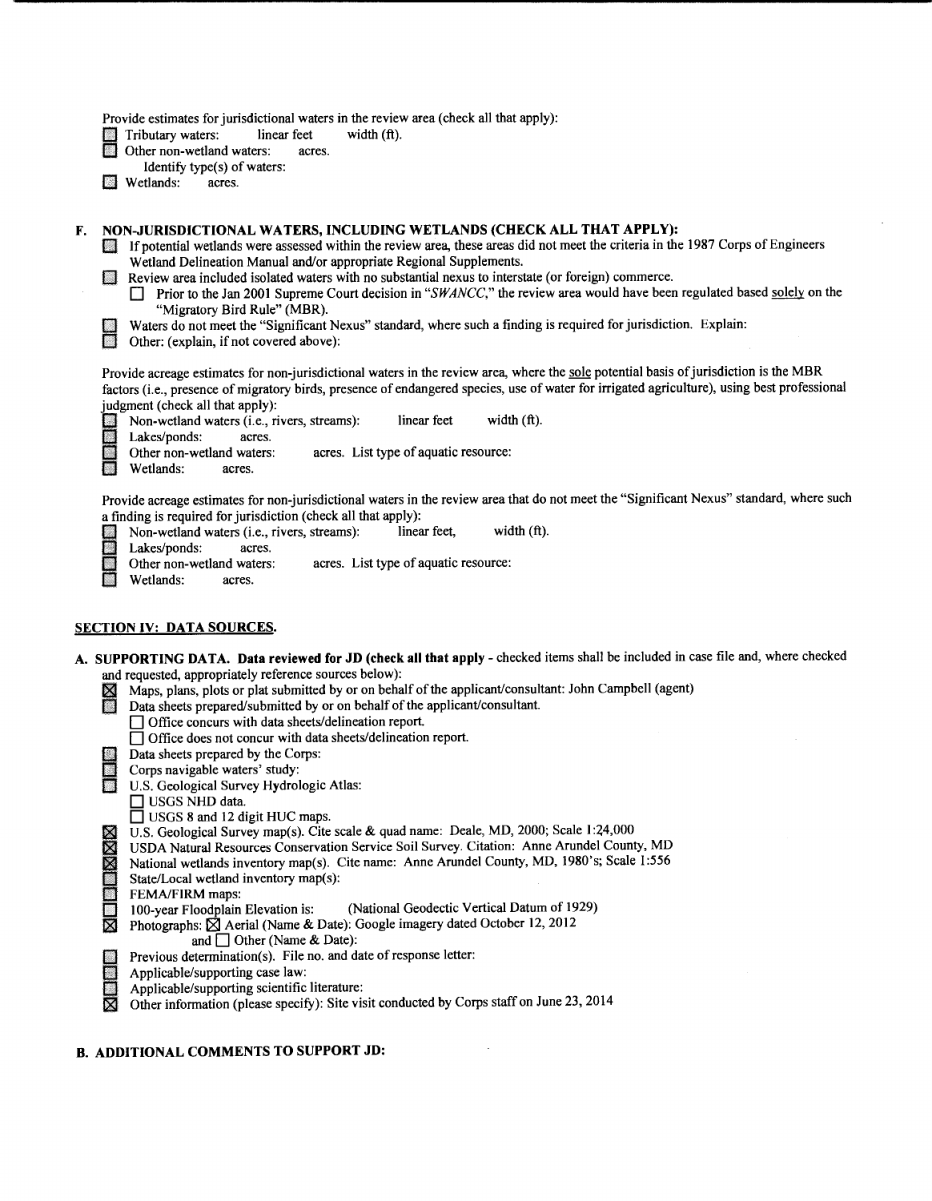Provide estimates for jurisdictional waters in the review area (check all that apply):

- ☐ Tributary waters: linear feet width (ft).
- ☐ Other non-wetland waters: acres.
  - Identify type(s) of waters:
- ☐ Wetlands: acres.

**F. NON-JURISDICTIONAL WATERS, INCLUDING WETLANDS (CHECK ALL THAT APPLY):**

- ☐ If potential wetlands were assessed within the review area, these areas did not meet the criteria in the 1987 Corps of Engineers Wetland Delineation Manual and/or appropriate Regional Supplements.
- ☐ Review area included isolated waters with no substantial nexus to interstate (or foreign) commerce.
  - ☐ Prior to the Jan 2001 Supreme Court decision in "*SWANCC*," the review area would have been regulated based solely on the "Migratory Bird Rule" (MBR).
- ☐ Waters do not meet the "Significant Nexus" standard, where such a finding is required for jurisdiction. Explain:
- ☐ Other: (explain, if not covered above):

Provide acreage estimates for non-jurisdictional waters in the review area, where the sole potential basis of jurisdiction is the MBR factors (i.e., presence of migratory birds, presence of endangered species, use of water for irrigated agriculture), using best professional judgment (check all that apply):

- ☐ Non-wetland waters (i.e., rivers, streams): linear feet width (ft).
- ☐ Lakes/ponds: acres.
- ☐ Other non-wetland waters: acres. List type of aquatic resource:
- ☐ Wetlands: acres.

Provide acreage estimates for non-jurisdictional waters in the review area that do not meet the "Significant Nexus" standard, where such a finding is required for jurisdiction (check all that apply):

- ☐ Non-wetland waters (i.e., rivers, streams): linear feet, width (ft).
- ☐ Lakes/ponds: acres.
- ☐ Other non-wetland waters: acres. List type of aquatic resource:
- ☐ Wetlands: acres.

## SECTION IV: DATA SOURCES.

**A. SUPPORTING DATA. Data reviewed for JD (check all that apply** - checked items shall be included in case file and, where checked and requested, appropriately reference sources below):

- ☒ Maps, plans, plots or plat submitted by or on behalf of the applicant/consultant: John Campbell (agent)
- ☐ Data sheets prepared/submitted by or on behalf of the applicant/consultant.
  - ☐ Office concurs with data sheets/delineation report.
  - ☐ Office does not concur with data sheets/delineation report.
- ☐ Data sheets prepared by the Corps:
- ☐ Corps navigable waters' study:
- ☐ U.S. Geological Survey Hydrologic Atlas:
  - ☐ USGS NHD data.
  - ☐ USGS 8 and 12 digit HUC maps.
- ☒ U.S. Geological Survey map(s). Cite scale & quad name: Deale, MD, 2000; Scale 1:24,000
- ☒ USDA Natural Resources Conservation Service Soil Survey. Citation: Anne Arundel County, MD
- ☒ National wetlands inventory map(s). Cite name: Anne Arundel County, MD, 1980's; Scale 1:556
- ☐ State/Local wetland inventory map(s):
- ☐ FEMA/FIRM maps:
- ☐ 100-year Floodplain Elevation is: (National Geodectic Vertical Datum of 1929)
- ☒ Photographs: ☒ Aerial (Name & Date): Google imagery dated October 12, 2012
  - and ☐ Other (Name & Date):
- ☐ Previous determination(s). File no. and date of response letter:
- ☐ Applicable/supporting case law:
- ☐ Applicable/supporting scientific literature:
- ☒ Other information (please specify): Site visit conducted by Corps staff on June 23, 2014

**B. ADDITIONAL COMMENTS TO SUPPORT JD:**